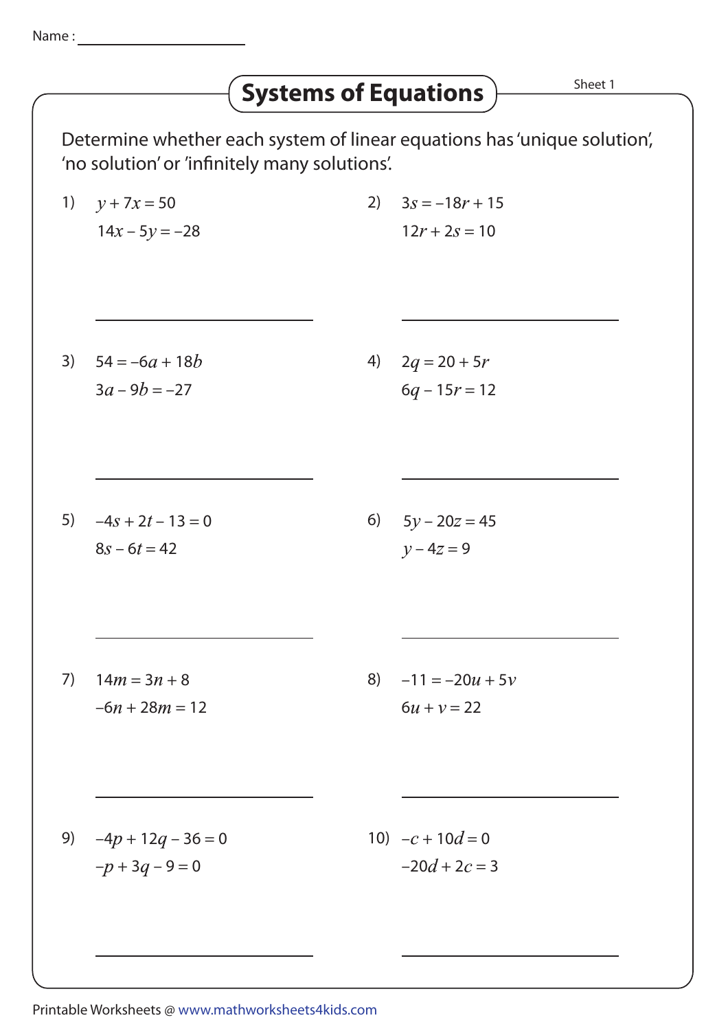Name : ____________________

# Systems of Equations

Sheet 1

Determine whether each system of linear equations has 'unique solution', 'no solution' or 'infinitely many solutions'.

1) $y + 7x = 50$
   $14x - 5y = -28$

   ____________________

2) $3s = -18r + 15$
   $12r + 2s = 10$

   ____________________

3) $54 = -6a + 18b$
   $3a - 9b = -27$

   ____________________

4) $2q = 20 + 5r$
   $6q - 15r = 12$

   ____________________

5) $-4s + 2t - 13 = 0$
   $8s - 6t = 42$

   ____________________

6) $5y - 20z = 45$
   $y - 4z = 9$

   ____________________

7) $14m = 3n + 8$
   $-6n + 28m = 12$

   ____________________

8) $-11 = -20u + 5v$
   $6u + v = 22$

   ____________________

9) $-4p + 12q - 36 = 0$
   $-p + 3q - 9 = 0$

   ____________________

10) $-c + 10d = 0$
    $-20d + 2c = 3$

   ____________________

Printable Worksheets @ www.mathworksheets4kids.com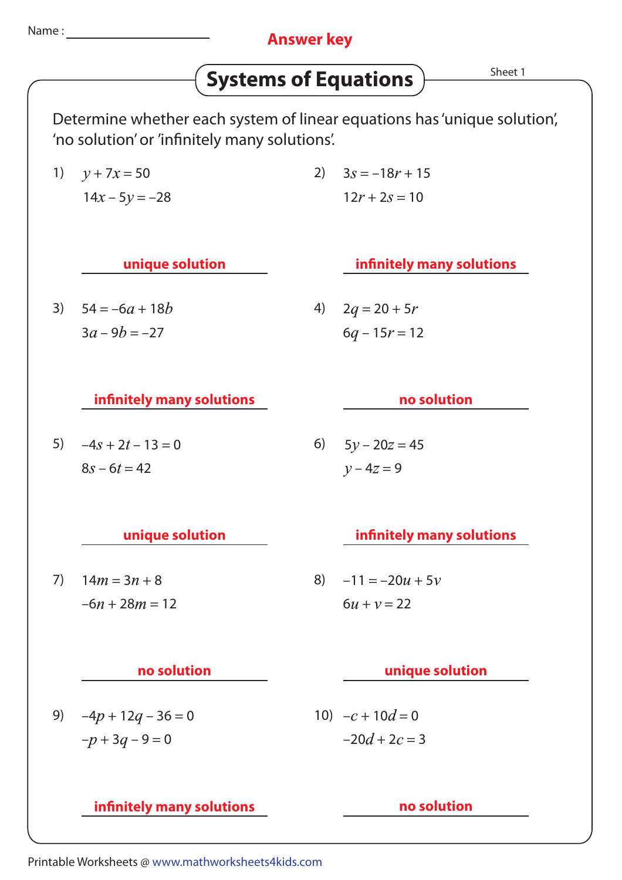Name : ______________

**Answer key**

# Systems of Equations

Sheet 1

Determine whether each system of linear equations has 'unique solution', 'no solution' or 'infinitely many solutions'.

1) $y + 7x = 50$

$14x - 5y = -28$

**unique solution**

2) $3s = -18r + 15$

$12r + 2s = 10$

**infinitely many solutions**

3) $54 = -6a + 18b$

$3a - 9b = -27$

**infinitely many solutions**

4) $2q = 20 + 5r$

$6q - 15r = 12$

**no solution**

5) $-4s + 2t - 13 = 0$

$8s - 6t = 42$

**unique solution**

6) $5y - 20z = 45$

$y - 4z = 9$

**infinitely many solutions**

7) $14m = 3n + 8$

$-6n + 28m = 12$

**no solution**

8) $-11 = -20u + 5v$

$6u + v = 22$

**unique solution**

9) $-4p + 12q - 36 = 0$

$-p + 3q - 9 = 0$

**infinitely many solutions**

10) $-c + 10d = 0$

$-20d + 2c = 3$

**no solution**

Printable Worksheets @ www.mathworksheets4kids.com